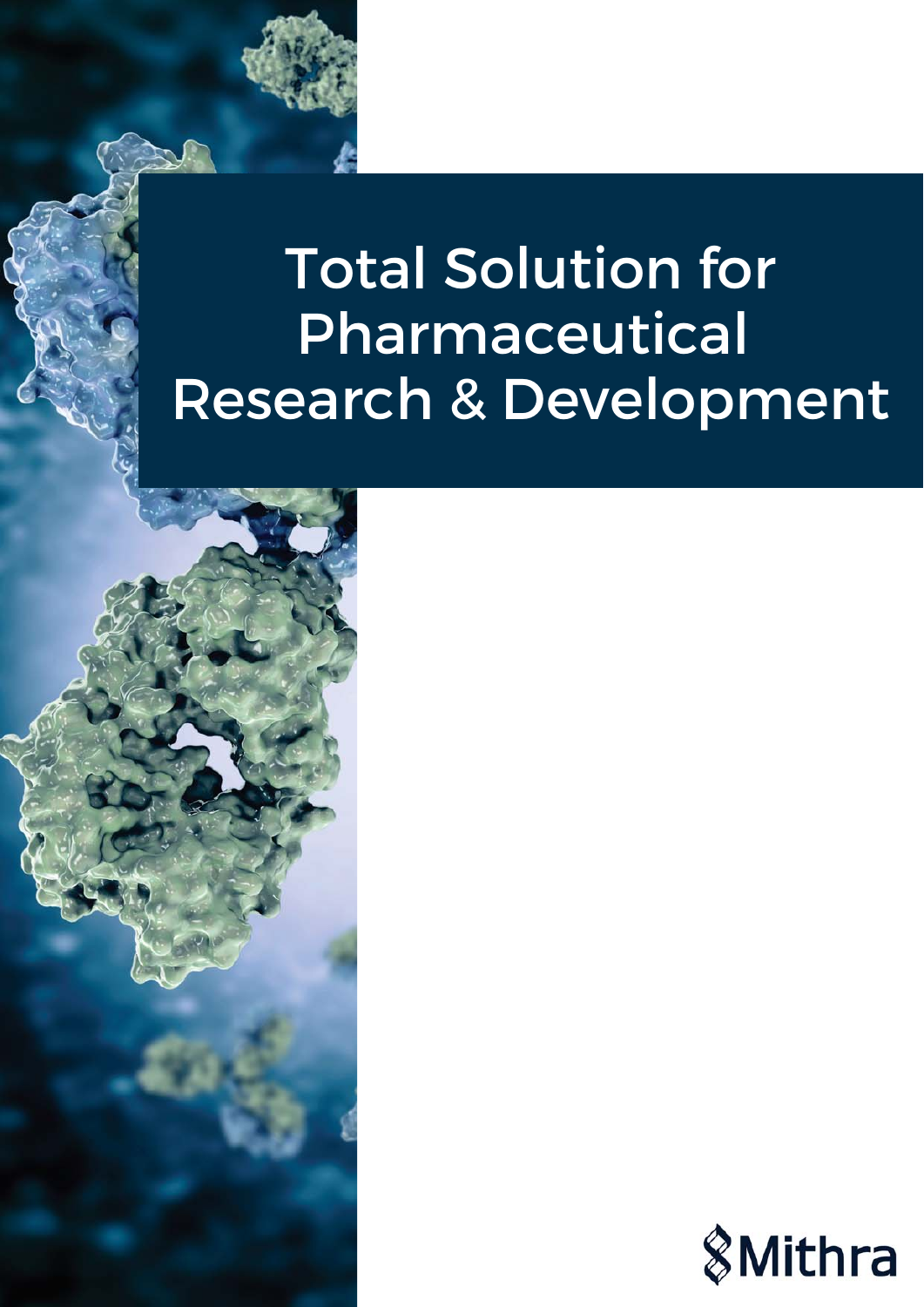# Total Solution for Pharmaceutical Research & Development

Mithra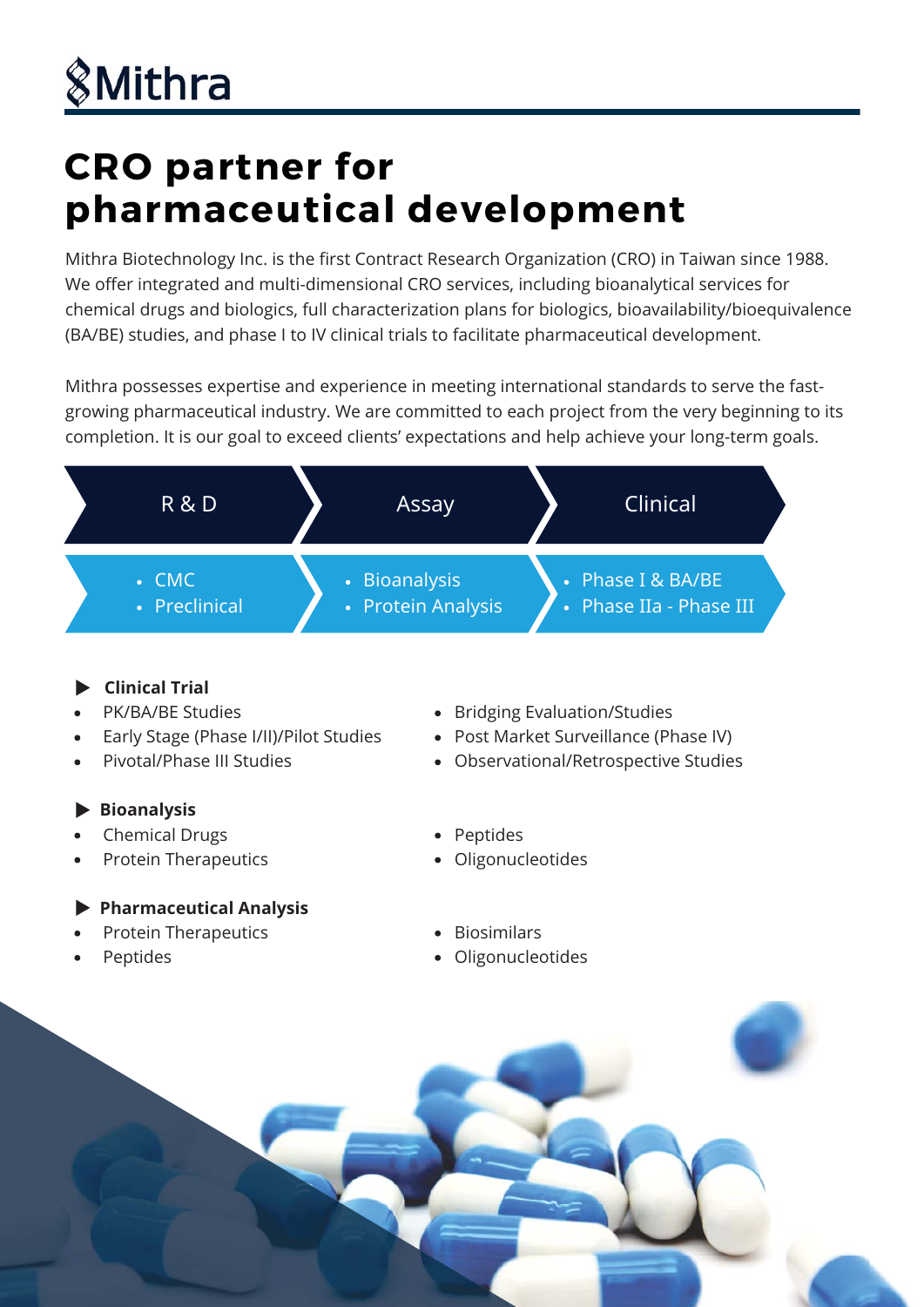# Mithra

## CRO partner for pharmaceutical development

Mithra Biotechnology Inc. is the first Contract Research Organization (CRO) in Taiwan since 1988. We offer integrated and multi-dimensional CRO services, including bioanalytical services for chemical drugs and biologics, full characterization plans for biologics, bioavailability/bioequivalence (BA/BE) studies, and phase I to IV clinical trials to facilitate pharmaceutical development.

Mithra possesses expertise and experience in meeting international standards to serve the fast-growing pharmaceutical industry. We are committed to each project from the very beginning to its completion. It is our goal to exceed clients' expectations and help achieve your long-term goals.

| R & D | Assay | Clinical |
|---|---|---|
| • CMC<br>• Preclinical | • Bioanalysis<br>• Protein Analysis | • Phase I & BA/BE<br>• Phase IIa - Phase III |

### ▶ Clinical Trial

- PK/BA/BE Studies
- Early Stage (Phase I/II)/Pilot Studies
- Pivotal/Phase III Studies
- Bridging Evaluation/Studies
- Post Market Surveillance (Phase IV)
- Observational/Retrospective Studies

### ▶ Bioanalysis

- Chemical Drugs
- Protein Therapeutics
- Peptides
- Oligonucleotides

### ▶ Pharmaceutical Analysis

- Protein Therapeutics
- Peptides
- Biosimilars
- Oligonucleotides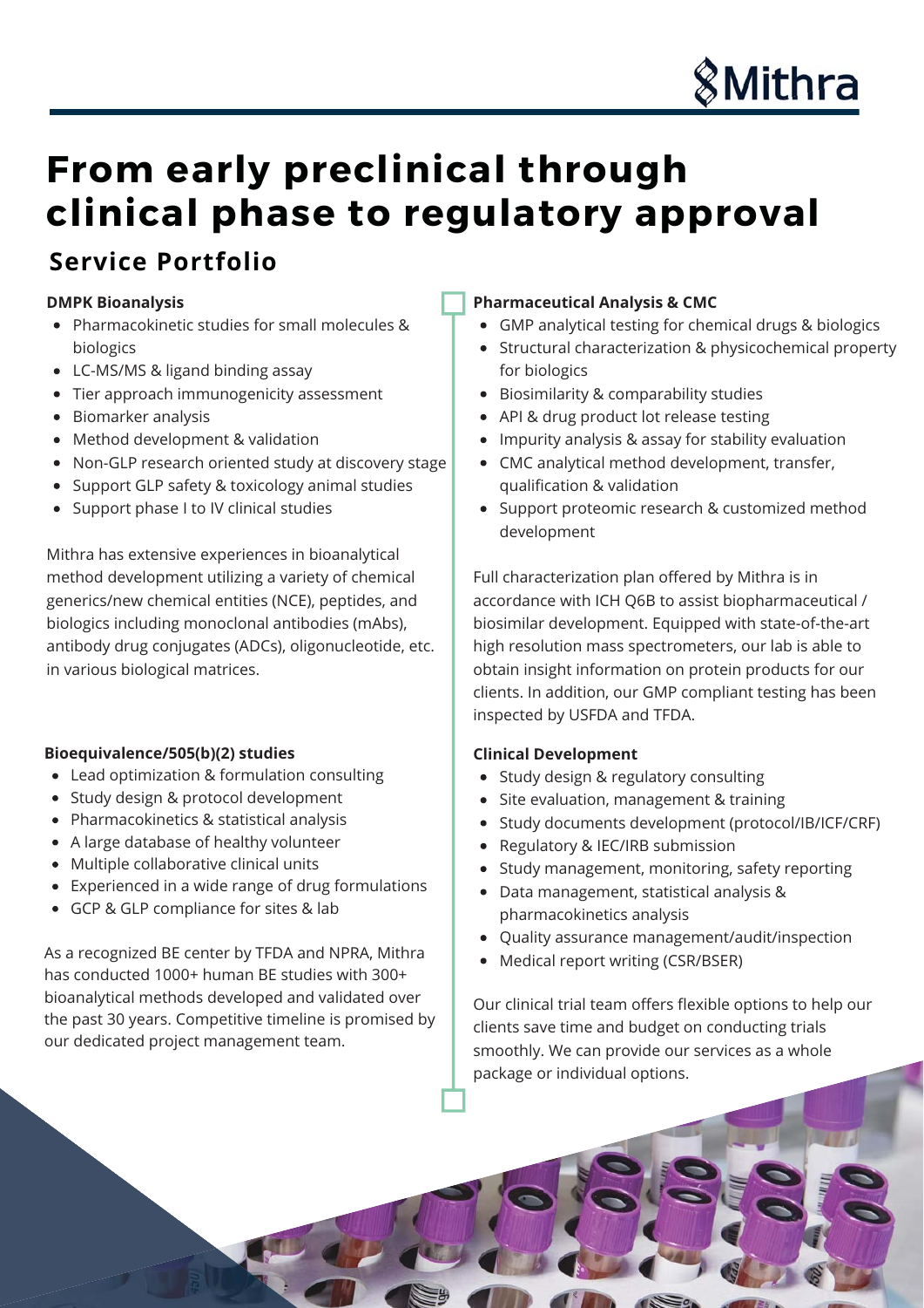# From early preclinical through clinical phase to regulatory approval

## Service Portfolio

**DMPK Bioanalysis**

- Pharmacokinetic studies for small molecules & biologics
- LC-MS/MS & ligand binding assay
- Tier approach immunogenicity assessment
- Biomarker analysis
- Method development & validation
- Non-GLP research oriented study at discovery stage
- Support GLP safety & toxicology animal studies
- Support phase I to IV clinical studies

Mithra has extensive experiences in bioanalytical method development utilizing a variety of chemical generics/new chemical entities (NCE), peptides, and biologics including monoclonal antibodies (mAbs), antibody drug conjugates (ADCs), oligonucleotide, etc. in various biological matrices.

**Bioequivalence/505(b)(2) studies**

- Lead optimization & formulation consulting
- Study design & protocol development
- Pharmacokinetics & statistical analysis
- A large database of healthy volunteer
- Multiple collaborative clinical units
- Experienced in a wide range of drug formulations
- GCP & GLP compliance for sites & lab

As a recognized BE center by TFDA and NPRA, Mithra has conducted 1000+ human BE studies with 300+ bioanalytical methods developed and validated over the past 30 years. Competitive timeline is promised by our dedicated project management team.

**Pharmaceutical Analysis & CMC**

- GMP analytical testing for chemical drugs & biologics
- Structural characterization & physicochemical property for biologics
- Biosimilarity & comparability studies
- API & drug product lot release testing
- Impurity analysis & assay for stability evaluation
- CMC analytical method development, transfer, qualification & validation
- Support proteomic research & customized method development

Full characterization plan offered by Mithra is in accordance with ICH Q6B to assist biopharmaceutical / biosimilar development. Equipped with state-of-the-art high resolution mass spectrometers, our lab is able to obtain insight information on protein products for our clients. In addition, our GMP compliant testing has been inspected by USFDA and TFDA.

**Clinical Development**

- Study design & regulatory consulting
- Site evaluation, management & training
- Study documents development (protocol/IB/ICF/CRF)
- Regulatory & IEC/IRB submission
- Study management, monitoring, safety reporting
- Data management, statistical analysis & pharmacokinetics analysis
- Quality assurance management/audit/inspection
- Medical report writing (CSR/BSER)

Our clinical trial team offers flexible options to help our clients save time and budget on conducting trials smoothly. We can provide our services as a whole package or individual options.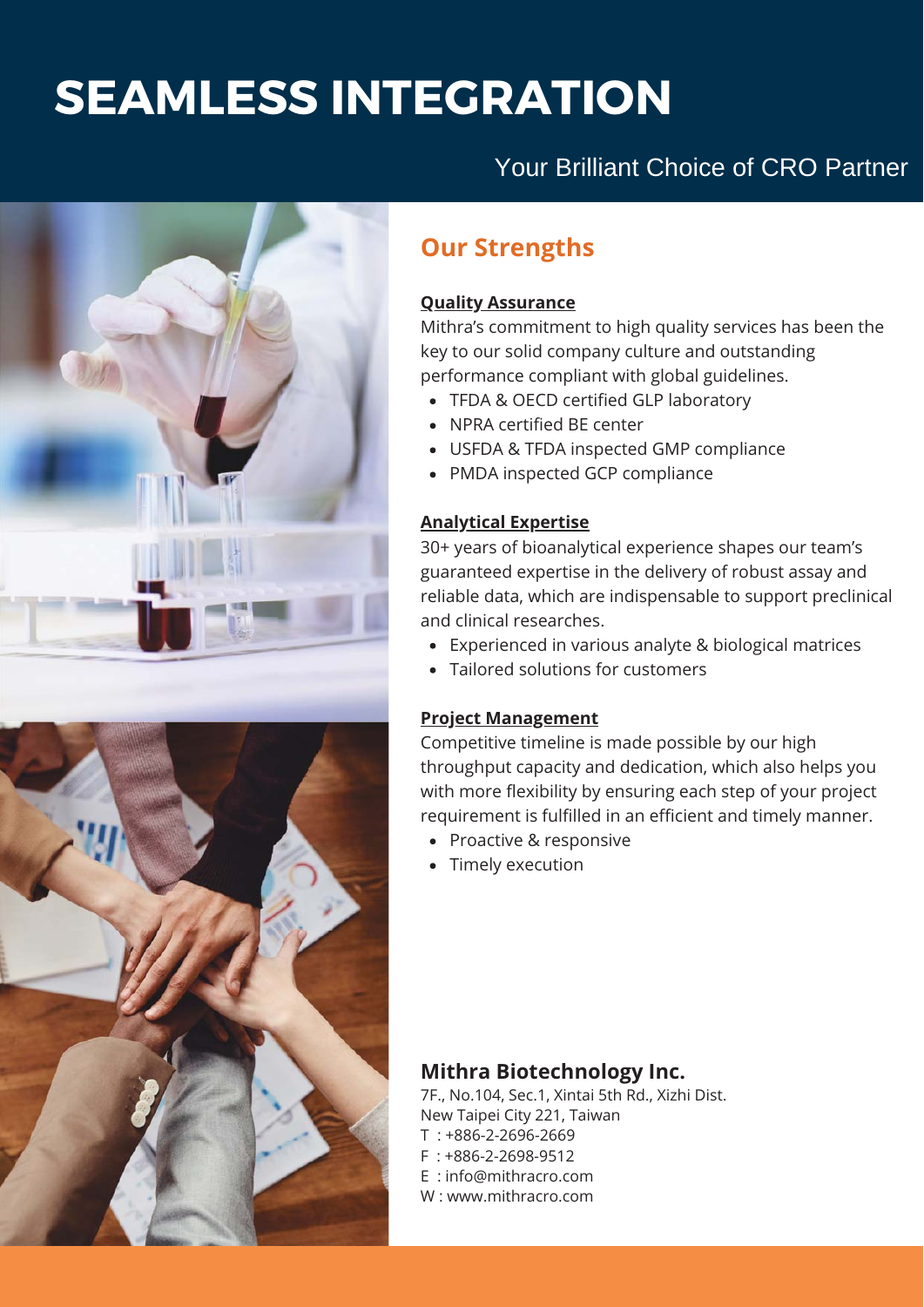# SEAMLESS INTEGRATION

Your Brilliant Choice of CRO Partner

## Our Strengths

### Quality Assurance

Mithra's commitment to high quality services has been the key to our solid company culture and outstanding performance compliant with global guidelines.

- TFDA & OECD certified GLP laboratory
- NPRA certified BE center
- USFDA & TFDA inspected GMP compliance
- PMDA inspected GCP compliance

### Analytical Expertise

30+ years of bioanalytical experience shapes our team's guaranteed expertise in the delivery of robust assay and reliable data, which are indispensable to support preclinical and clinical researches.

- Experienced in various analyte & biological matrices
- Tailored solutions for customers

### Project Management

Competitive timeline is made possible by our high throughput capacity and dedication, which also helps you with more flexibility by ensuring each step of your project requirement is fulfilled in an efficient and timely manner.

- Proactive & responsive
- Timely execution

**Mithra Biotechnology Inc.**

7F., No.104, Sec.1, Xintai 5th Rd., Xizhi Dist.
New Taipei City 221, Taiwan
T : +886-2-2696-2669
F : +886-2-2698-9512
E : info@mithracro.com
W : www.mithracro.com